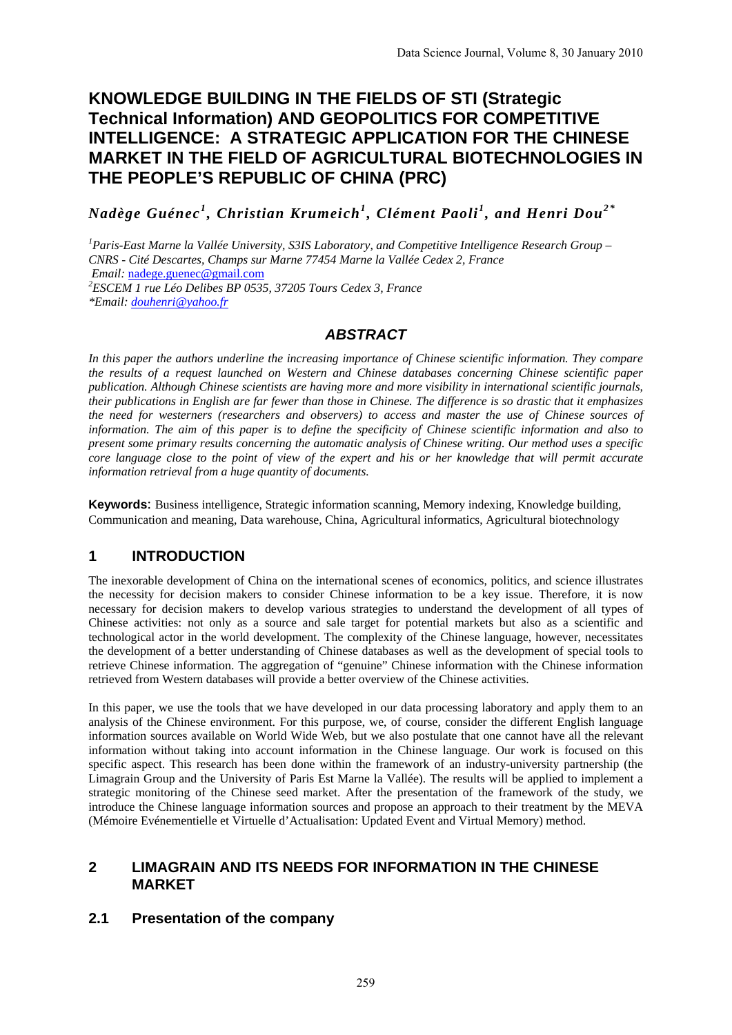# KNOWLEDGE BUILDING IN THE FIELDS OF STI (Strategic Technical Information) AND GEOPOLITICS FOR COMPETITIVE INTELLIGENCE: A STRATEGIC APPLICATION FOR THE CHINESE MARKET IN THE FIELD OF AGRICULTURAL BIOTECHNOLOGIES IN THE PEOPLE'S REPUBLIC OF CHINA (PRC)

***Nadège Guénec[1], Christian Krumeich[1], Clément Paoli[1], and Henri Dou[2*]***

*[1]Paris-East Marne la Vallée University, S3IS Laboratory, and Competitive Intelligence Research Group – CNRS - Cité Descartes, Champs sur Marne 77454 Marne la Vallée Cedex 2, France*
*Email:* nadege.guenec@gmail.com
*[2]ESCEM 1 rue Léo Delibes BP 0535, 37205 Tours Cedex 3, France*
*\*Email: douhenri@yahoo.fr*

## *ABSTRACT*

*In this paper the authors underline the increasing importance of Chinese scientific information. They compare the results of a request launched on Western and Chinese databases concerning Chinese scientific paper publication. Although Chinese scientists are having more and more visibility in international scientific journals, their publications in English are far fewer than those in Chinese. The difference is so drastic that it emphasizes the need for westerners (researchers and observers) to access and master the use of Chinese sources of information. The aim of this paper is to define the specificity of Chinese scientific information and also to present some primary results concerning the automatic analysis of Chinese writing. Our method uses a specific core language close to the point of view of the expert and his or her knowledge that will permit accurate information retrieval from a huge quantity of documents.*

**Keywords**: Business intelligence, Strategic information scanning, Memory indexing, Knowledge building, Communication and meaning, Data warehouse, China, Agricultural informatics, Agricultural biotechnology

## 1 INTRODUCTION

The inexorable development of China on the international scenes of economics, politics, and science illustrates the necessity for decision makers to consider Chinese information to be a key issue. Therefore, it is now necessary for decision makers to develop various strategies to understand the development of all types of Chinese activities: not only as a source and sale target for potential markets but also as a scientific and technological actor in the world development. The complexity of the Chinese language, however, necessitates the development of a better understanding of Chinese databases as well as the development of special tools to retrieve Chinese information. The aggregation of "genuine" Chinese information with the Chinese information retrieved from Western databases will provide a better overview of the Chinese activities.

In this paper, we use the tools that we have developed in our data processing laboratory and apply them to an analysis of the Chinese environment. For this purpose, we, of course, consider the different English language information sources available on World Wide Web, but we also postulate that one cannot have all the relevant information without taking into account information in the Chinese language. Our work is focused on this specific aspect. This research has been done within the framework of an industry-university partnership (the Limagrain Group and the University of Paris Est Marne la Vallée). The results will be applied to implement a strategic monitoring of the Chinese seed market. After the presentation of the framework of the study, we introduce the Chinese language information sources and propose an approach to their treatment by the MEVA (Mémoire Evénementielle et Virtuelle d'Actualisation: Updated Event and Virtual Memory) method.

## 2 LIMAGRAIN AND ITS NEEDS FOR INFORMATION IN THE CHINESE MARKET

### 2.1 Presentation of the company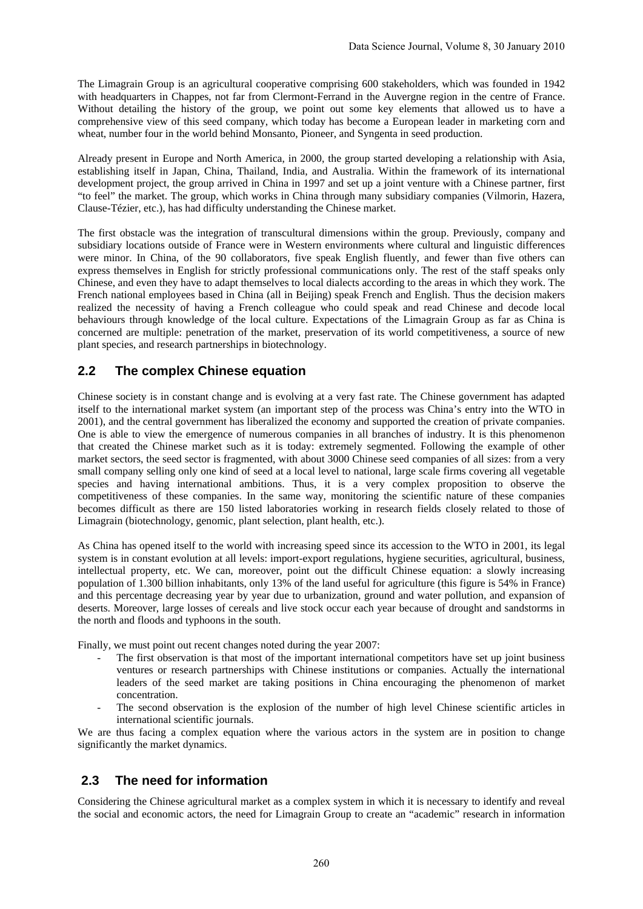The Limagrain Group is an agricultural cooperative comprising 600 stakeholders, which was founded in 1942 with headquarters in Chappes, not far from Clermont-Ferrand in the Auvergne region in the centre of France. Without detailing the history of the group, we point out some key elements that allowed us to have a comprehensive view of this seed company, which today has become a European leader in marketing corn and wheat, number four in the world behind Monsanto, Pioneer, and Syngenta in seed production.

Already present in Europe and North America, in 2000, the group started developing a relationship with Asia, establishing itself in Japan, China, Thailand, India, and Australia. Within the framework of its international development project, the group arrived in China in 1997 and set up a joint venture with a Chinese partner, first "to feel" the market. The group, which works in China through many subsidiary companies (Vilmorin, Hazera, Clause-Tézier, etc.), has had difficulty understanding the Chinese market.

The first obstacle was the integration of transcultural dimensions within the group. Previously, company and subsidiary locations outside of France were in Western environments where cultural and linguistic differences were minor. In China, of the 90 collaborators, five speak English fluently, and fewer than five others can express themselves in English for strictly professional communications only. The rest of the staff speaks only Chinese, and even they have to adapt themselves to local dialects according to the areas in which they work. The French national employees based in China (all in Beijing) speak French and English. Thus the decision makers realized the necessity of having a French colleague who could speak and read Chinese and decode local behaviours through knowledge of the local culture. Expectations of the Limagrain Group as far as China is concerned are multiple: penetration of the market, preservation of its world competitiveness, a source of new plant species, and research partnerships in biotechnology.

## 2.2 The complex Chinese equation

Chinese society is in constant change and is evolving at a very fast rate. The Chinese government has adapted itself to the international market system (an important step of the process was China's entry into the WTO in 2001), and the central government has liberalized the economy and supported the creation of private companies. One is able to view the emergence of numerous companies in all branches of industry. It is this phenomenon that created the Chinese market such as it is today: extremely segmented. Following the example of other market sectors, the seed sector is fragmented, with about 3000 Chinese seed companies of all sizes: from a very small company selling only one kind of seed at a local level to national, large scale firms covering all vegetable species and having international ambitions. Thus, it is a very complex proposition to observe the competitiveness of these companies. In the same way, monitoring the scientific nature of these companies becomes difficult as there are 150 listed laboratories working in research fields closely related to those of Limagrain (biotechnology, genomic, plant selection, plant health, etc.).

As China has opened itself to the world with increasing speed since its accession to the WTO in 2001, its legal system is in constant evolution at all levels: import-export regulations, hygiene securities, agricultural, business, intellectual property, etc. We can, moreover, point out the difficult Chinese equation: a slowly increasing population of 1.300 billion inhabitants, only 13% of the land useful for agriculture (this figure is 54% in France) and this percentage decreasing year by year due to urbanization, ground and water pollution, and expansion of deserts. Moreover, large losses of cereals and live stock occur each year because of drought and sandstorms in the north and floods and typhoons in the south.

Finally, we must point out recent changes noted during the year 2007:

- The first observation is that most of the important international competitors have set up joint business ventures or research partnerships with Chinese institutions or companies. Actually the international leaders of the seed market are taking positions in China encouraging the phenomenon of market concentration.
- The second observation is the explosion of the number of high level Chinese scientific articles in international scientific journals.

We are thus facing a complex equation where the various actors in the system are in position to change significantly the market dynamics.

## 2.3 The need for information

Considering the Chinese agricultural market as a complex system in which it is necessary to identify and reveal the social and economic actors, the need for Limagrain Group to create an "academic" research in information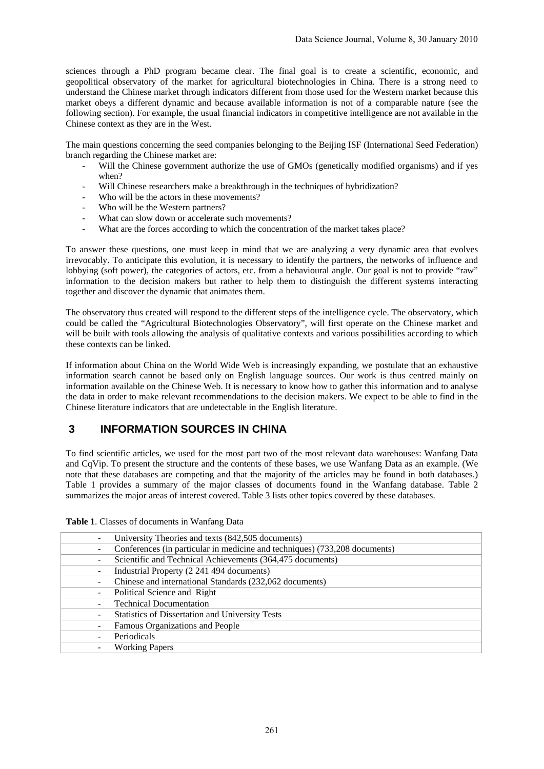sciences through a PhD program became clear. The final goal is to create a scientific, economic, and geopolitical observatory of the market for agricultural biotechnologies in China. There is a strong need to understand the Chinese market through indicators different from those used for the Western market because this market obeys a different dynamic and because available information is not of a comparable nature (see the following section). For example, the usual financial indicators in competitive intelligence are not available in the Chinese context as they are in the West.

The main questions concerning the seed companies belonging to the Beijing ISF (International Seed Federation) branch regarding the Chinese market are:

- Will the Chinese government authorize the use of GMOs (genetically modified organisms) and if yes when?
- Will Chinese researchers make a breakthrough in the techniques of hybridization?
- Who will be the actors in these movements?
- Who will be the Western partners?
- What can slow down or accelerate such movements?
- What are the forces according to which the concentration of the market takes place?

To answer these questions, one must keep in mind that we are analyzing a very dynamic area that evolves irrevocably. To anticipate this evolution, it is necessary to identify the partners, the networks of influence and lobbying (soft power), the categories of actors, etc. from a behavioural angle. Our goal is not to provide "raw" information to the decision makers but rather to help them to distinguish the different systems interacting together and discover the dynamic that animates them.

The observatory thus created will respond to the different steps of the intelligence cycle. The observatory, which could be called the "Agricultural Biotechnologies Observatory", will first operate on the Chinese market and will be built with tools allowing the analysis of qualitative contexts and various possibilities according to which these contexts can be linked.

If information about China on the World Wide Web is increasingly expanding, we postulate that an exhaustive information search cannot be based only on English language sources. Our work is thus centred mainly on information available on the Chinese Web. It is necessary to know how to gather this information and to analyse the data in order to make relevant recommendations to the decision makers. We expect to be able to find in the Chinese literature indicators that are undetectable in the English literature.

## 3 INFORMATION SOURCES IN CHINA

To find scientific articles, we used for the most part two of the most relevant data warehouses: Wanfang Data and CqVip. To present the structure and the contents of these bases, we use Wanfang Data as an example. (We note that these databases are competing and that the majority of the articles may be found in both databases.) Table 1 provides a summary of the major classes of documents found in the Wanfang database. Table 2 summarizes the major areas of interest covered. Table 3 lists other topics covered by these databases.

**Table 1**. Classes of documents in Wanfang Data

| Classes of documents |
|---|
| - University Theories and texts (842,505 documents) |
| - Conferences (in particular in medicine and techniques) (733,208 documents) |
| - Scientific and Technical Achievements (364,475 documents) |
| - Industrial Property (2 241 494 documents) |
| - Chinese and international Standards (232,062 documents) |
| - Political Science and Right |
| - Technical Documentation |
| - Statistics of Dissertation and University Tests |
| - Famous Organizations and People |
| - Periodicals |
| - Working Papers |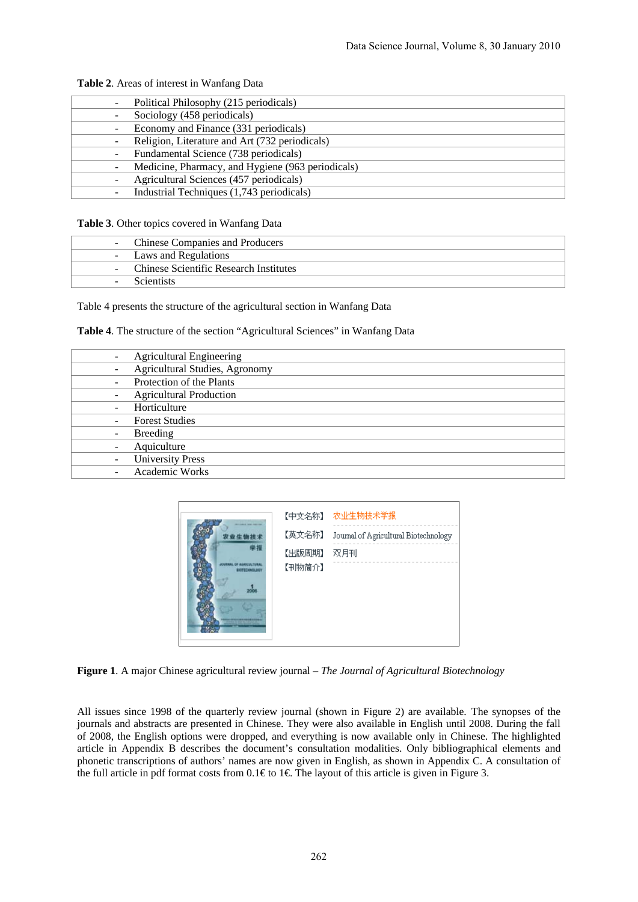**Table 2**. Areas of interest in Wanfang Data

| | |
|---|---|
| - | Political Philosophy (215 periodicals) |
| - | Sociology (458 periodicals) |
| - | Economy and Finance (331 periodicals) |
| - | Religion, Literature and Art (732 periodicals) |
| - | Fundamental Science (738 periodicals) |
| - | Medicine, Pharmacy, and Hygiene (963 periodicals) |
| - | Agricultural Sciences (457 periodicals) |
| - | Industrial Techniques (1,743 periodicals) |

**Table 3**. Other topics covered in Wanfang Data

| | |
|---|---|
| - | Chinese Companies and Producers |
| - | Laws and Regulations |
| - | Chinese Scientific Research Institutes |
| - | Scientists |

Table 4 presents the structure of the agricultural section in Wanfang Data

**Table 4**. The structure of the section "Agricultural Sciences" in Wanfang Data

| | |
|---|---|
| - | Agricultural Engineering |
| - | Agricultural Studies, Agronomy |
| - | Protection of the Plants |
| - | Agricultural Production |
| - | Horticulture |
| - | Forest Studies |
| - | Breeding |
| - | Aquiculture |
| - | University Press |
| - | Academic Works |

【中文名称】 农业生物技术学报

【英文名称】 Journal of Agricultural Biotechnology

【出版周期】 双月刊

【刊物简介】

**Figure 1**. A major Chinese agricultural review journal – *The Journal of Agricultural Biotechnology*

All issues since 1998 of the quarterly review journal (shown in Figure 2) are available. The synopses of the journals and abstracts are presented in Chinese. They were also available in English until 2008. During the fall of 2008, the English options were dropped, and everything is now available only in Chinese. The highlighted article in Appendix B describes the document's consultation modalities. Only bibliographical elements and phonetic transcriptions of authors' names are now given in English, as shown in Appendix C. A consultation of the full article in pdf format costs from 0.1€ to 1€. The layout of this article is given in Figure 3.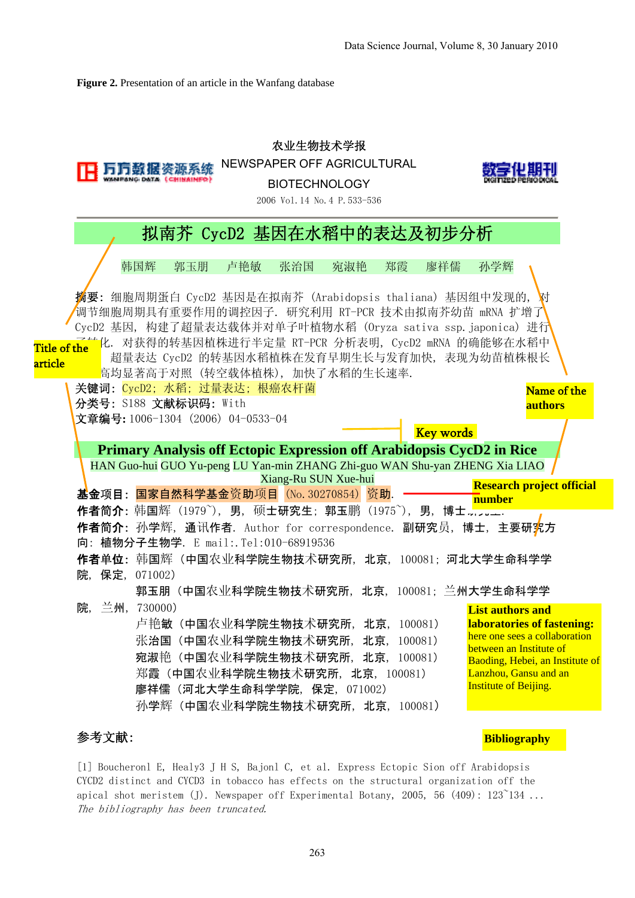**Figure 2.** Presentation of an article in the Wanfang database

万方数据资源系统 WANFANG DATA (CHINAINFO)

农业生物技术学报
NEWSPAPER OFF AGRICULTURAL BIOTECHNOLOGY
2006 Vol.14 No.4 P.533-536

数字化期刊 DIGITIZED PERIODICAL

# 拟南芥 CycD2 基因在水稻中的表达及初步分析

韩国辉　郭玉朋　卢艳敏　张治国　宛淑艳　郑霞　廖祥儒　孙学辉

**摘要：** 细胞周期蛋白 CycD2 基因是在拟南芥（Arabidopsis thaliana）基因组中发现的，对调节细胞周期具有重要作用的调控因子．研究利用 RT-PCR 技术由拟南芥幼苗 mRNA 扩增了 CycD2 基因，构建了超量表达载体并对单子叶植物水稻（Oryza sativa ssp. japonica）进行了转化．对获得的转基因植株进行半定量 RT-PCR 分析表明，CycD2 mRNA 的确能够在水稻中超量表达 CycD2 的转基因水稻植株在发育早期生长与发育加快，表现为幼苗植株根长高均显著高于对照（转空载体植株），加快了水稻的生长速率．

**关键词：** CycD2；水稻；过量表达；根癌农杆菌

**分类号：** S188　**文献标识码：** With

**文章编号：** 1006-1304（2006）04-0533-04

Title of the article

Name of the authors

Key words

## Primary Analysis off Ectopic Expression off Arabidopsis CycD2 in Rice

HAN Guo-hui GUO Yu-peng LU Yan-min ZHANG Zhi-guo WAN Shu-yan ZHENG Xia LIAO Xiang-Ru SUN Xue-hui

**基金项目：** 国家自然科学基金资助项目（No. 30270854）资助.

Research project official number

**作者简介：** 韩国辉（1979~），男，硕士研究生；郭玉鹏（1975~），男，博士研究生.

**作者简介：** 孙学辉，通讯作者．Author for correspondence．副研究员，博士，主要研究方向：植物分子生物学．E mail:.Tel:010-68919536

**作者单位：** 韩国辉（中国农业科学院生物技术研究所，北京，100081；河北大学生命科学学院，保定，071002）

郭玉朋（中国农业科学院生物技术研究所，北京，100081；兰州大学生命科学学院，兰州，730000）

卢艳敏（中国农业科学院生物技术研究所，北京，100081）

张治国（中国农业科学院生物技术研究所，北京，100081）

宛淑艳（中国农业科学院生物技术研究所，北京，100081）

郑霞（中国农业科学院生物技术研究所，北京，100081）

廖祥儒（河北大学生命科学学院，保定，071002）

孙学辉（中国农业科学院生物技术研究所，北京，100081）

**List authors and laboratories of fastening:** here one sees a collaboration between an Institute of Baoding, Hebei, an Institute of Lanzhou, Gansu and an Institute of Beijing.

**参考文献：**

**Bibliography**

[1] Boucheronl E, Healy3 J H S, Bajonl C, et al. Express Ectopic Sion off Arabidopsis CYCD2 distinct and CYCD3 in tobacco has effects on the structural organization off the apical shot meristem (J). Newspaper off Experimental Botany, 2005, 56 (409): 123~134 ...

*The bibliography has been truncated.*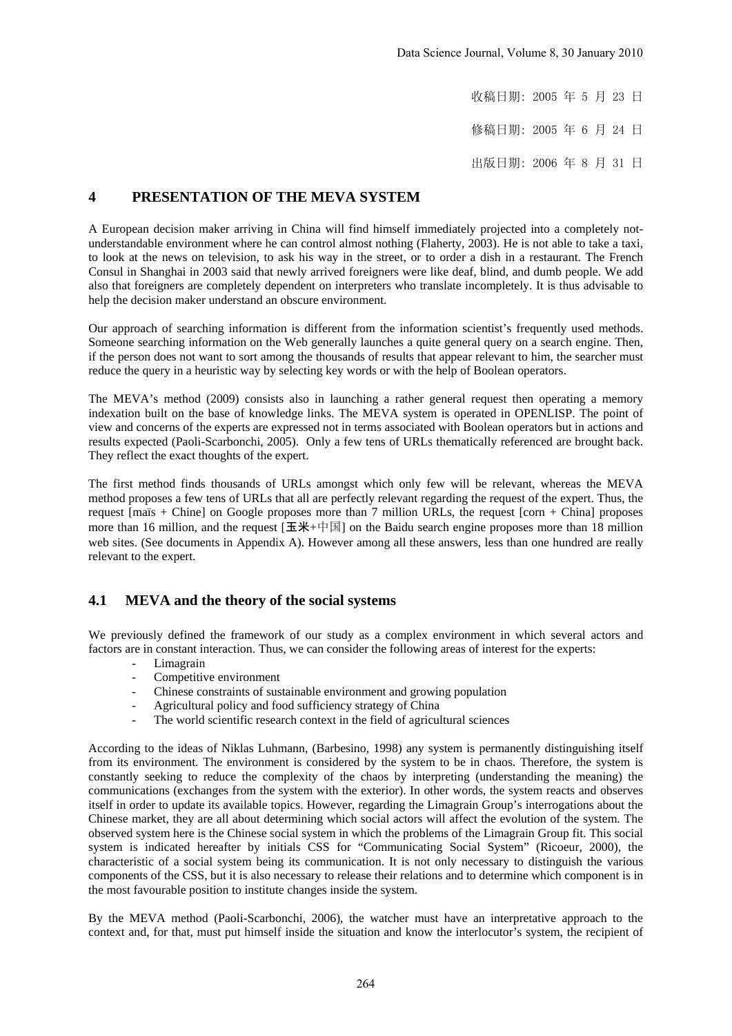收稿日期：2005 年 5 月 23 日

修稿日期：2005 年 6 月 24 日

出版日期：2006 年 8 月 31 日

## 4 PRESENTATION OF THE MEVA SYSTEM

A European decision maker arriving in China will find himself immediately projected into a completely not-understandable environment where he can control almost nothing (Flaherty, 2003). He is not able to take a taxi, to look at the news on television, to ask his way in the street, or to order a dish in a restaurant. The French Consul in Shanghai in 2003 said that newly arrived foreigners were like deaf, blind, and dumb people. We add also that foreigners are completely dependent on interpreters who translate incompletely. It is thus advisable to help the decision maker understand an obscure environment.

Our approach of searching information is different from the information scientist's frequently used methods. Someone searching information on the Web generally launches a quite general query on a search engine. Then, if the person does not want to sort among the thousands of results that appear relevant to him, the searcher must reduce the query in a heuristic way by selecting key words or with the help of Boolean operators.

The MEVA's method (2009) consists also in launching a rather general request then operating a memory indexation built on the base of knowledge links. The MEVA system is operated in OPENLISP. The point of view and concerns of the experts are expressed not in terms associated with Boolean operators but in actions and results expected (Paoli-Scarbonchi, 2005). Only a few tens of URLs thematically referenced are brought back. They reflect the exact thoughts of the expert.

The first method finds thousands of URLs amongst which only few will be relevant, whereas the MEVA method proposes a few tens of URLs that all are perfectly relevant regarding the request of the expert. Thus, the request [maïs + Chine] on Google proposes more than 7 million URLs, the request [corn + China] proposes more than 16 million, and the request [玉米+中国] on the Baidu search engine proposes more than 18 million web sites. (See documents in Appendix A). However among all these answers, less than one hundred are really relevant to the expert.

### 4.1 MEVA and the theory of the social systems

We previously defined the framework of our study as a complex environment in which several actors and factors are in constant interaction. Thus, we can consider the following areas of interest for the experts:

- Limagrain
- Competitive environment
- Chinese constraints of sustainable environment and growing population
- Agricultural policy and food sufficiency strategy of China
- The world scientific research context in the field of agricultural sciences

According to the ideas of Niklas Luhmann, (Barbesino, 1998) any system is permanently distinguishing itself from its environment. The environment is considered by the system to be in chaos. Therefore, the system is constantly seeking to reduce the complexity of the chaos by interpreting (understanding the meaning) the communications (exchanges from the system with the exterior). In other words, the system reacts and observes itself in order to update its available topics. However, regarding the Limagrain Group's interrogations about the Chinese market, they are all about determining which social actors will affect the evolution of the system. The observed system here is the Chinese social system in which the problems of the Limagrain Group fit. This social system is indicated hereafter by initials CSS for "Communicating Social System" (Ricoeur, 2000), the characteristic of a social system being its communication. It is not only necessary to distinguish the various components of the CSS, but it is also necessary to release their relations and to determine which component is in the most favourable position to institute changes inside the system.

By the MEVA method (Paoli-Scarbonchi, 2006), the watcher must have an interpretative approach to the context and, for that, must put himself inside the situation and know the interlocutor's system, the recipient of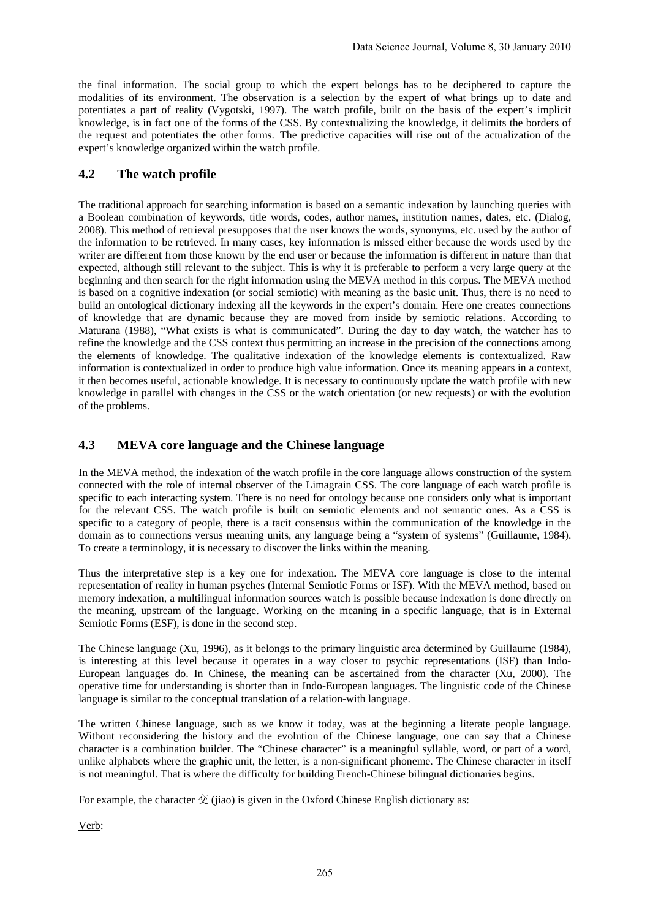the final information. The social group to which the expert belongs has to be deciphered to capture the modalities of its environment. The observation is a selection by the expert of what brings up to date and potentiates a part of reality (Vygotski, 1997). The watch profile, built on the basis of the expert's implicit knowledge, is in fact one of the forms of the CSS. By contextualizing the knowledge, it delimits the borders of the request and potentiates the other forms. The predictive capacities will rise out of the actualization of the expert's knowledge organized within the watch profile.

## 4.2 The watch profile

The traditional approach for searching information is based on a semantic indexation by launching queries with a Boolean combination of keywords, title words, codes, author names, institution names, dates, etc. (Dialog, 2008). This method of retrieval presupposes that the user knows the words, synonyms, etc. used by the author of the information to be retrieved. In many cases, key information is missed either because the words used by the writer are different from those known by the end user or because the information is different in nature than that expected, although still relevant to the subject. This is why it is preferable to perform a very large query at the beginning and then search for the right information using the MEVA method in this corpus. The MEVA method is based on a cognitive indexation (or social semiotic) with meaning as the basic unit. Thus, there is no need to build an ontological dictionary indexing all the keywords in the expert's domain. Here one creates connections of knowledge that are dynamic because they are moved from inside by semiotic relations. According to Maturana (1988), "What exists is what is communicated". During the day to day watch, the watcher has to refine the knowledge and the CSS context thus permitting an increase in the precision of the connections among the elements of knowledge. The qualitative indexation of the knowledge elements is contextualized. Raw information is contextualized in order to produce high value information. Once its meaning appears in a context, it then becomes useful, actionable knowledge. It is necessary to continuously update the watch profile with new knowledge in parallel with changes in the CSS or the watch orientation (or new requests) or with the evolution of the problems.

## 4.3 MEVA core language and the Chinese language

In the MEVA method, the indexation of the watch profile in the core language allows construction of the system connected with the role of internal observer of the Limagrain CSS. The core language of each watch profile is specific to each interacting system. There is no need for ontology because one considers only what is important for the relevant CSS. The watch profile is built on semiotic elements and not semantic ones. As a CSS is specific to a category of people, there is a tacit consensus within the communication of the knowledge in the domain as to connections versus meaning units, any language being a "system of systems" (Guillaume, 1984). To create a terminology, it is necessary to discover the links within the meaning.

Thus the interpretative step is a key one for indexation. The MEVA core language is close to the internal representation of reality in human psyches (Internal Semiotic Forms or ISF). With the MEVA method, based on memory indexation, a multilingual information sources watch is possible because indexation is done directly on the meaning, upstream of the language. Working on the meaning in a specific language, that is in External Semiotic Forms (ESF), is done in the second step.

The Chinese language (Xu, 1996), as it belongs to the primary linguistic area determined by Guillaume (1984), is interesting at this level because it operates in a way closer to psychic representations (ISF) than Indo-European languages do. In Chinese, the meaning can be ascertained from the character (Xu, 2000). The operative time for understanding is shorter than in Indo-European languages. The linguistic code of the Chinese language is similar to the conceptual translation of a relation-with language.

The written Chinese language, such as we know it today, was at the beginning a literate people language. Without reconsidering the history and the evolution of the Chinese language, one can say that a Chinese character is a combination builder. The "Chinese character" is a meaningful syllable, word, or part of a word, unlike alphabets where the graphic unit, the letter, is a non-significant phoneme. The Chinese character in itself is not meaningful. That is where the difficulty for building French-Chinese bilingual dictionaries begins.

For example, the character 交 (jiao) is given in the Oxford Chinese English dictionary as:

<u>Verb</u>: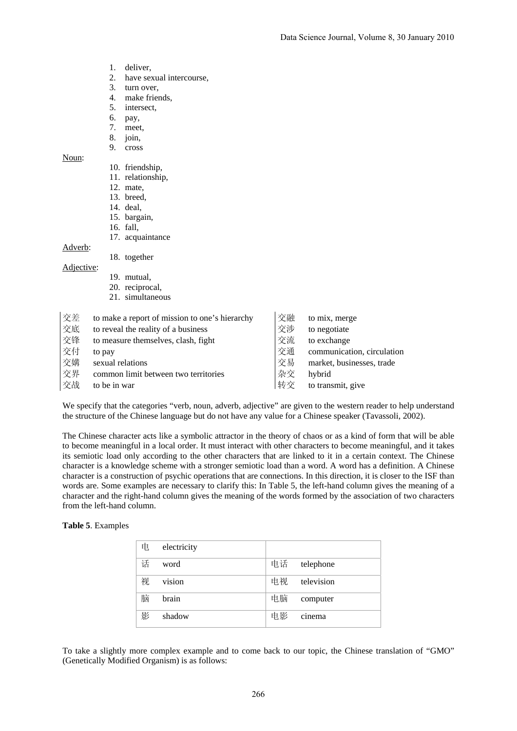1. deliver,
2. have sexual intercourse,
3. turn over,
4. make friends,
5. intersect,
6. pay,
7. meet,
8. join,
9. cross

Noun:

10. friendship,
11. relationship,
12. mate,
13. breed,
14. deal,
15. bargain,
16. fall,
17. acquaintance

Adverb:

18. together

Adjective:

19. mutual,
20. reciprocal,
21. simultaneous

| | | | |
|---|---|---|---|
| 交差 | to make a report of mission to one's hierarchy | 交融 | to mix, merge |
| 交底 | to reveal the reality of a business | 交涉 | to negotiate |
| 交锋 | to measure themselves, clash, fight | 交流 | to exchange |
| 交付 | to pay | 交通 | communication, circulation |
| 交媾 | sexual relations | 交易 | market, businesses, trade |
| 交界 | common limit between two territories | 杂交 | hybrid |
| 交战 | to be in war | 转交 | to transmit, give |

We specify that the categories "verb, noun, adverb, adjective" are given to the western reader to help understand the structure of the Chinese language but do not have any value for a Chinese speaker (Tavassoli, 2002).

The Chinese character acts like a symbolic attractor in the theory of chaos or as a kind of form that will be able to become meaningful in a local order. It must interact with other characters to become meaningful, and it takes its semiotic load only according to the other characters that are linked to it in a certain context. The Chinese character is a knowledge scheme with a stronger semiotic load than a word. A word has a definition. A Chinese character is a construction of psychic operations that are connections. In this direction, it is closer to the ISF than words are. Some examples are necessary to clarify this: In Table 5, the left-hand column gives the meaning of a character and the right-hand column gives the meaning of the words formed by the association of two characters from the left-hand column.

**Table 5**. Examples

| | |
|---|---|
| 电 electricity | |
| 话 word | 电话 telephone |
| 视 vision | 电视 television |
| 脑 brain | 电脑 computer |
| 影 shadow | 电影 cinema |

To take a slightly more complex example and to come back to our topic, the Chinese translation of "GMO" (Genetically Modified Organism) is as follows: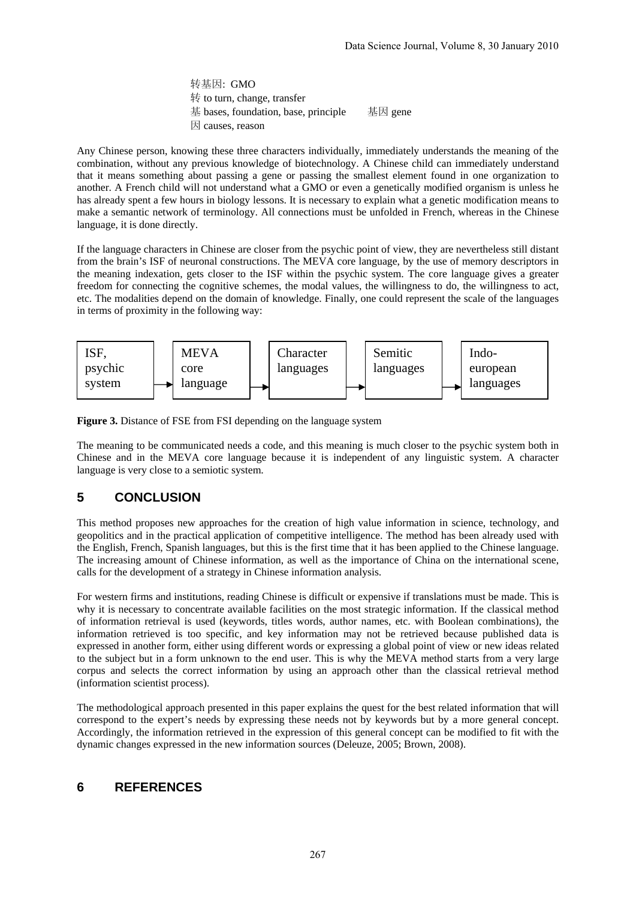转基因: GMO
转 to turn, change, transfer
基 bases, foundation, base, principle 基因 gene
因 causes, reason

Any Chinese person, knowing these three characters individually, immediately understands the meaning of the combination, without any previous knowledge of biotechnology. A Chinese child can immediately understand that it means something about passing a gene or passing the smallest element found in one organization to another. A French child will not understand what a GMO or even a genetically modified organism is unless he has already spent a few hours in biology lessons. It is necessary to explain what a genetic modification means to make a semantic network of terminology. All connections must be unfolded in French, whereas in the Chinese language, it is done directly.

If the language characters in Chinese are closer from the psychic point of view, they are nevertheless still distant from the brain's ISF of neuronal constructions. The MEVA core language, by the use of memory descriptors in the meaning indexation, gets closer to the ISF within the psychic system. The core language gives a greater freedom for connecting the cognitive schemes, the modal values, the willingness to do, the willingness to act, etc. The modalities depend on the domain of knowledge. Finally, one could represent the scale of the languages in terms of proximity in the following way:

ISF, psychic system → MEVA core language → Character languages → Semitic languages → Indo-european languages

**Figure 3.** Distance of FSE from FSI depending on the language system

The meaning to be communicated needs a code, and this meaning is much closer to the psychic system both in Chinese and in the MEVA core language because it is independent of any linguistic system. A character language is very close to a semiotic system.

## 5 CONCLUSION

This method proposes new approaches for the creation of high value information in science, technology, and geopolitics and in the practical application of competitive intelligence. The method has been already used with the English, French, Spanish languages, but this is the first time that it has been applied to the Chinese language. The increasing amount of Chinese information, as well as the importance of China on the international scene, calls for the development of a strategy in Chinese information analysis.

For western firms and institutions, reading Chinese is difficult or expensive if translations must be made. This is why it is necessary to concentrate available facilities on the most strategic information. If the classical method of information retrieval is used (keywords, titles words, author names, etc. with Boolean combinations), the information retrieved is too specific, and key information may not be retrieved because published data is expressed in another form, either using different words or expressing a global point of view or new ideas related to the subject but in a form unknown to the end user. This is why the MEVA method starts from a very large corpus and selects the correct information by using an approach other than the classical retrieval method (information scientist process).

The methodological approach presented in this paper explains the quest for the best related information that will correspond to the expert's needs by expressing these needs not by keywords but by a more general concept. Accordingly, the information retrieved in the expression of this general concept can be modified to fit with the dynamic changes expressed in the new information sources (Deleuze, 2005; Brown, 2008).

## 6 REFERENCES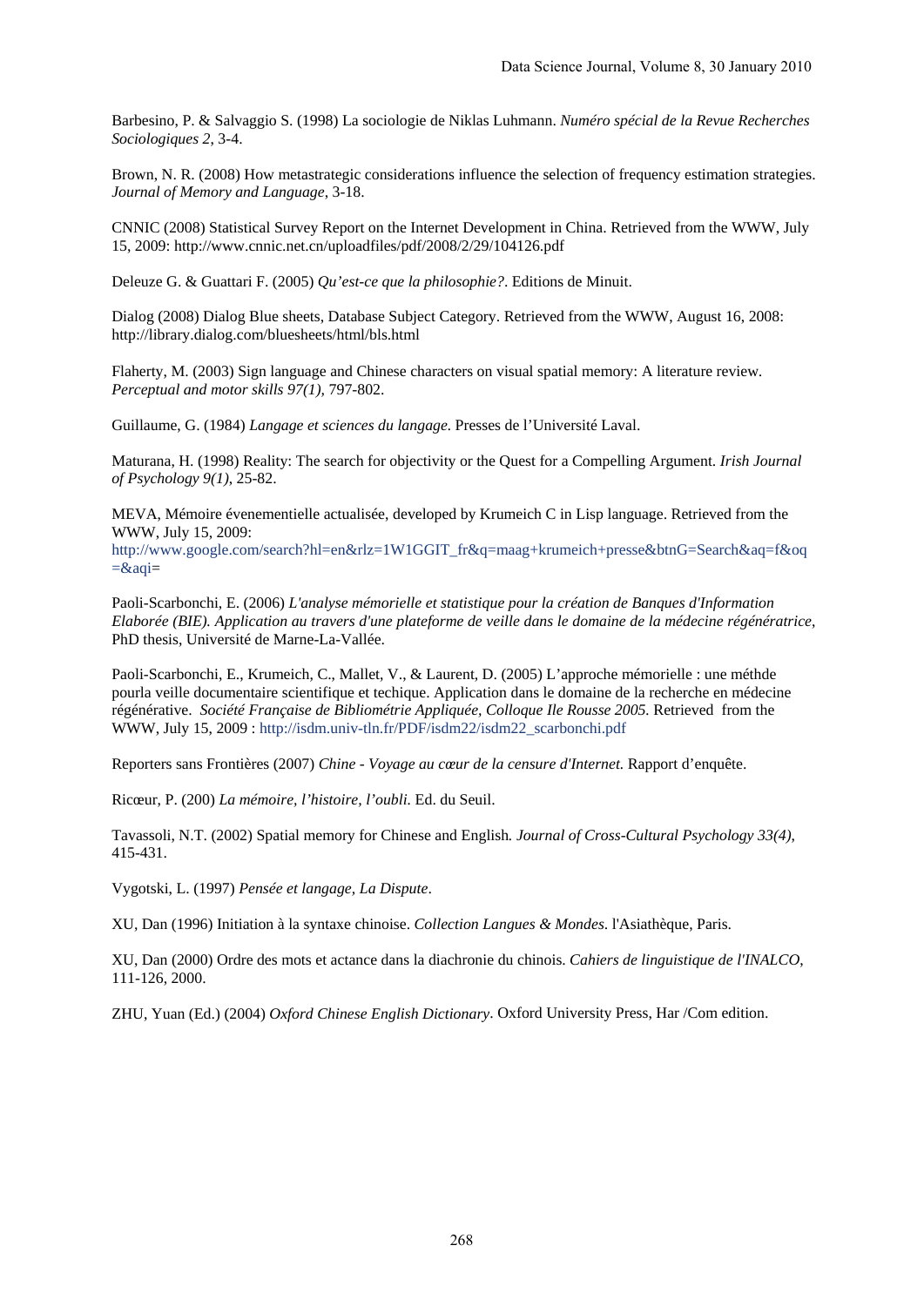Barbesino, P. & Salvaggio S. (1998) La sociologie de Niklas Luhmann. *Numéro spécial de la Revue Recherches Sociologiques 2*, 3-4.

Brown, N. R. (2008) How metastrategic considerations influence the selection of frequency estimation strategies. *Journal of Memory and Language*, 3-18.

CNNIC (2008) Statistical Survey Report on the Internet Development in China. Retrieved from the WWW, July 15, 2009: http://www.cnnic.net.cn/uploadfiles/pdf/2008/2/29/104126.pdf

Deleuze G. & Guattari F. (2005) *Qu'est-ce que la philosophie?*. Editions de Minuit.

Dialog (2008) Dialog Blue sheets, Database Subject Category. Retrieved from the WWW, August 16, 2008: http://library.dialog.com/bluesheets/html/bls.html

Flaherty, M. (2003) Sign language and Chinese characters on visual spatial memory: A literature review. *Perceptual and motor skills 97(1)*, 797-802.

Guillaume, G. (1984) *Langage et sciences du langage*. Presses de l'Université Laval.

Maturana, H. (1998) Reality: The search for objectivity or the Quest for a Compelling Argument. *Irish Journal of Psychology 9(1)*, 25-82.

MEVA, Mémoire évenementielle actualisée, developed by Krumeich C in Lisp language. Retrieved from the WWW, July 15, 2009:
http://www.google.com/search?hl=en&rlz=1W1GGIT_fr&q=maag+krumeich+presse&btnG=Search&aq=f&oq=&aqi=

Paoli-Scarbonchi, E. (2006) *L'analyse mémorielle et statistique pour la création de Banques d'Information Elaborée (BIE). Application au travers d'une plateforme de veille dans le domaine de la médecine régénératrice*, PhD thesis, Université de Marne-La-Vallée.

Paoli-Scarbonchi, E., Krumeich, C., Mallet, V., & Laurent, D. (2005) L'approche mémorielle : une méthde pourla veille documentaire scientifique et techique. Application dans le domaine de la recherche en médecine régénérative. *Société Française de Bibliométrie Appliquée, Colloque Ile Rousse 2005*. Retrieved from the WWW, July 15, 2009 : http://isdm.univ-tln.fr/PDF/isdm22/isdm22_scarbonchi.pdf

Reporters sans Frontières (2007) *Chine - Voyage au cœur de la censure d'Internet*. Rapport d'enquête.

Ricœur, P. (200) *La mémoire, l'histoire, l'oubli*. Ed. du Seuil.

Tavassoli, N.T. (2002) Spatial memory for Chinese and English*. Journal of Cross-Cultural Psychology 33(4)*, 415-431.

Vygotski, L. (1997) *Pensée et langage, La Dispute*.

XU, Dan (1996) Initiation à la syntaxe chinoise. *Collection Langues & Mondes*. l'Asiathèque, Paris.

XU, Dan (2000) Ordre des mots et actance dans la diachronie du chinois. *Cahiers de linguistique de l'INALCO*, 111-126, 2000.

ZHU, Yuan (Ed.) (2004) *Oxford Chinese English Dictionary*. Oxford University Press, Har /Com edition.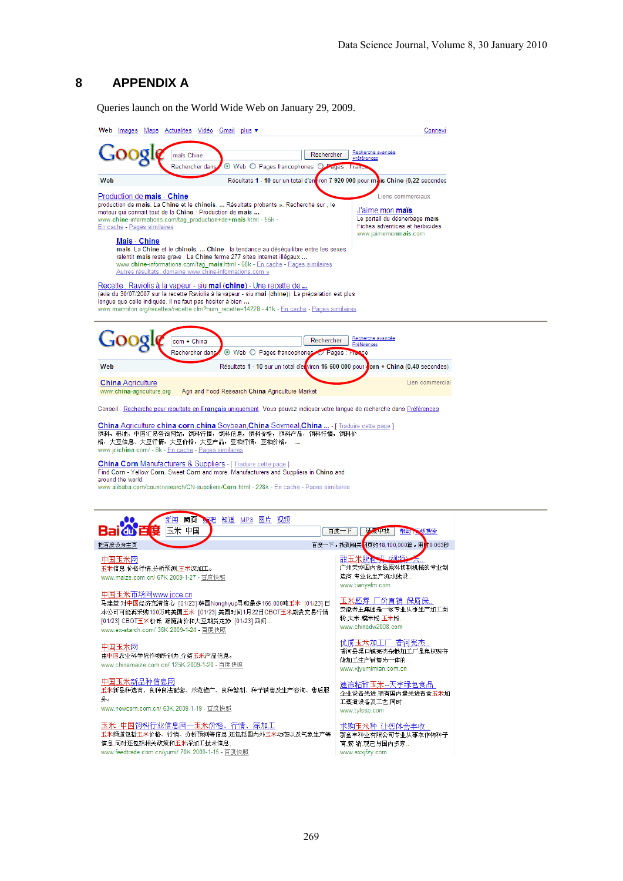## 8 APPENDIX A

Queries launch on the World Wide Web on January 29, 2009.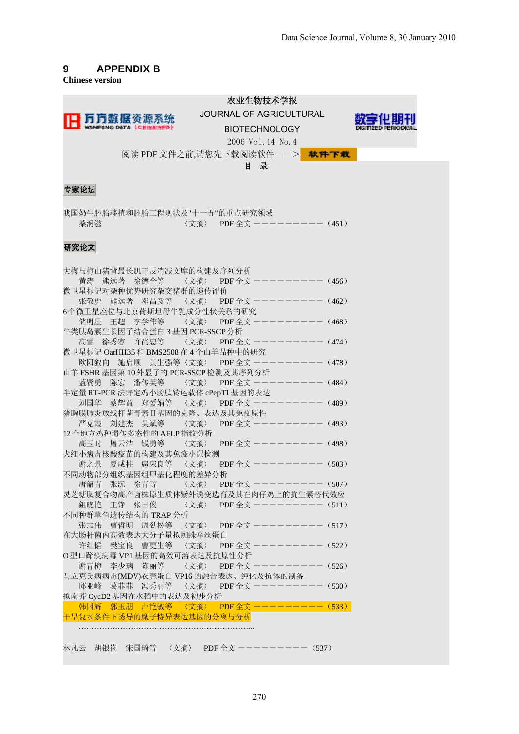# 9 APPENDIX B

**Chinese version**

万方数据资源系统 WANFANG DATA (CHINAINFO)

农业生物技术学报

JOURNAL OF AGRICULTURAL BIOTECHNOLOGY

2006 Vol. 14 No. 4

数字化期刊 DIGITIZED PERIODICAL

阅读 PDF 文件之前,请您先下载阅读软件——> 软件下载

目 录

**专家论坛**

我国奶牛胚胎移植和胚胎工程现状及"十一五"的重点研究领域
桑润滋 〈文摘〉 PDF 全文 ——————————（451）

**研究论文**

大梅与梅山猪背最长肌正反消减文库的构建及序列分析
黄涛 熊远著 徐德全等 〈文摘〉 PDF 全文 ——————————（456）

微卫星标记对杂种优势研究杂交猪群的遗传评价
张敬虎 熊远著 邓昌彦等 〈文摘〉 PDF 全文 ——————————（462）

6 个微卫星座位与北京荷斯坦母牛乳成分性状关系的研究
储明星 王超 李学伟等 〈文摘〉 PDF 全文 ——————————（468）

牛类胰岛素生长因子结合蛋白 3 基因 PCR-SSCP 分析
高雪 徐秀容 许尚忠等 〈文摘〉 PDF 全文 ——————————（474）

微卫星标记 OarHH35 和 BMS2508 在 4 个山羊品种中的研究
欧阳叙向 施启顺 黄生强等〈文摘〉 PDF 全文 ——————————（478）

山羊 FSHR 基因第 10 外显子的 PCR-SSCP 检测及其序列分析
蓝贤勇 陈宏 潘传英等 〈文摘〉 PDF 全文 ——————————（484）

半定量 RT-PCR 法评定鸡小肠肽转运载体 cPepT1 基因的表达
刘国华 蔡辉益 郑爱娟等 〈文摘〉 PDF 全文 ——————————（489）

猪胸膜肺炎放线杆菌毒素 II 基因的克隆、表达及其免疫原性
严克霞 刘建杰 吴斌等 〈文摘〉 PDF 全文 ——————————（493）

12 个地方鸡种遗传多态性的 AFLP 指纹分析
高玉时 屠云洁 钱勇等 〈文摘〉 PDF 全文 ——————————（498）

犬细小病毒核酸疫苗的构建及其免疫小鼠检测
谢之景 夏咸柱 扈荣良等 〈文摘〉 PDF 全文 ——————————（503）

不同动物部分组织基因组甲基化程度的差异分析
唐韶青 张沅 徐青等 〈文摘〉 PDF 全文 ——————————（507）

灵芝糖肽复合物高产菌株原生质体紫外诱变选育及其在肉仔鸡上的抗生素替代效应
钮晓艳 王铮 张日俊 〈文摘〉 PDF 全文 ——————————（511）

不同种群草鱼遗传结构的 TRAP 分析
张志伟 曹哲明 周劲松等 〈文摘〉 PDF 全文 ——————————（517）

在大肠杆菌内高效表达大分子量拟蜘蛛牵丝蛋白
许红韬 樊宝良 曹更生等 〈文摘〉 PDF 全文 ——————————（522）

O 型口蹄疫病毒 VP1 基因的高效可溶表达及抗原性分析
谢青梅 李少璐 陈丽等 〈文摘〉 PDF 全文 ——————————（526）

马立克氏病病毒(MDV)衣壳蛋白 VP16 的融合表达、纯化及抗体的制备
邱亚峰 葛菲菲 冯秀丽等 〈文摘〉 PDF 全文 ——————————（530）

拟南芥 CycD2 基因在水稻中的表达及初步分析
韩国辉 郭玉朋 卢艳敏等 〈文摘〉 PDF 全文 ——————————（533）

干旱复水条件下诱导的糜子特异表达基因的分离与分析

…………………………………………………………..

林凡云 胡银岗 宋国琦等 〈文摘〉 PDF 全文 ——————————（537）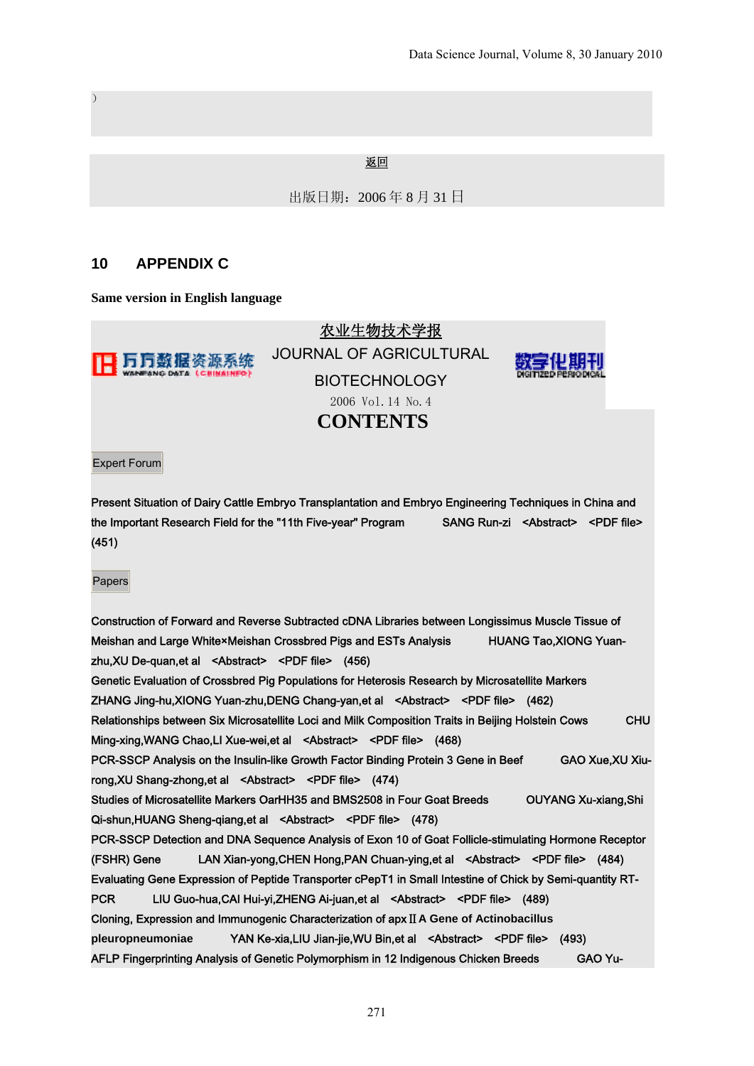)

返回

出版日期：2006 年 8 月 31 日

## 10 APPENDIX C

**Same version in English language**

农业生物技术学报

JOURNAL OF AGRICULTURAL BIOTECHNOLOGY

2006 Vol. 14 No. 4

**CONTENTS**

Expert Forum

Present Situation of Dairy Cattle Embryo Transplantation and Embryo Engineering Techniques in China and the Important Research Field for the "11th Five-year" Program SANG Run-zi <Abstract> <PDF file> (451)

Papers

Construction of Forward and Reverse Subtracted cDNA Libraries between Longissimus Muscle Tissue of Meishan and Large White×Meishan Crossbred Pigs and ESTs Analysis HUANG Tao,XIONG Yuan-zhu,XU De-quan,et al <Abstract> <PDF file> (456)

Genetic Evaluation of Crossbred Pig Populations for Heterosis Research by Microsatellite Markers ZHANG Jing-hu,XIONG Yuan-zhu,DENG Chang-yan,et al <Abstract> <PDF file> (462)

Relationships between Six Microsatellite Loci and Milk Composition Traits in Beijing Holstein Cows CHU Ming-xing,WANG Chao,LI Xue-wei,et al <Abstract> <PDF file> (468)

PCR-SSCP Analysis on the Insulin-like Growth Factor Binding Protein 3 Gene in Beef GAO Xue,XU Xiu-rong,XU Shang-zhong,et al <Abstract> <PDF file> (474)

Studies of Microsatellite Markers OarHH35 and BMS2508 in Four Goat Breeds OUYANG Xu-xiang,Shi Qi-shun,HUANG Sheng-qiang,et al <Abstract> <PDF file> (478)

PCR-SSCP Detection and DNA Sequence Analysis of Exon 10 of Goat Follicle-stimulating Hormone Receptor (FSHR) Gene LAN Xian-yong,CHEN Hong,PAN Chuan-ying,et al <Abstract> <PDF file> (484)

Evaluating Gene Expression of Peptide Transporter cPepT1 in Small Intestine of Chick by Semi-quantity RT-PCR LIU Guo-hua,CAI Hui-yi,ZHENG Ai-juan,et al <Abstract> <PDF file> (489)

Cloning, Expression and Immunogenic Characterization of apxⅡA Gene of Actinobacillus pleuropneumoniae YAN Ke-xia,LIU Jian-jie,WU Bin,et al <Abstract> <PDF file> (493)

AFLP Fingerprinting Analysis of Genetic Polymorphism in 12 Indigenous Chicken Breeds GAO Yu-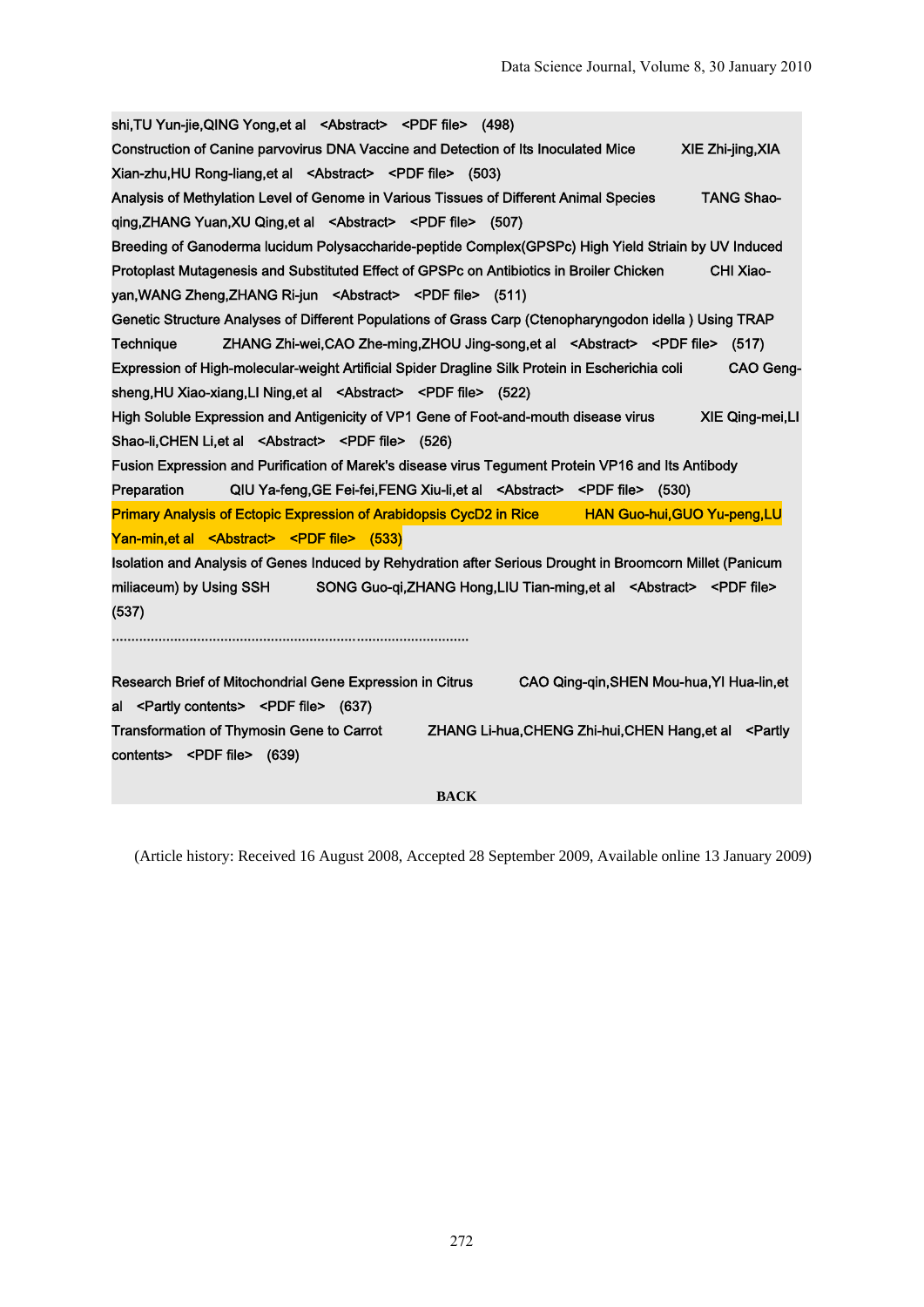shi,TU Yun-jie,QING Yong,et al <Abstract> <PDF file> (498)

Construction of Canine parvovirus DNA Vaccine and Detection of Its Inoculated Mice XIE Zhi-jing,XIA Xian-zhu,HU Rong-liang,et al <Abstract> <PDF file> (503)

Analysis of Methylation Level of Genome in Various Tissues of Different Animal Species TANG Shao-qing,ZHANG Yuan,XU Qing,et al <Abstract> <PDF file> (507)

Breeding of Ganoderma lucidum Polysaccharide-peptide Complex(GPSPc) High Yield Strain by UV Induced Protoplast Mutagenesis and Substituted Effect of GPSPc on Antibiotics in Broiler Chicken CHI Xiao-yan,WANG Zheng,ZHANG Ri-jun <Abstract> <PDF file> (511)

Genetic Structure Analyses of Different Populations of Grass Carp (Ctenopharyngodon idella ) Using TRAP Technique ZHANG Zhi-wei,CAO Zhe-ming,ZHOU Jing-song,et al <Abstract> <PDF file> (517)

Expression of High-molecular-weight Artificial Spider Dragline Silk Protein in Escherichia coli CAO Geng-sheng,HU Xiao-xiang,LI Ning,et al <Abstract> <PDF file> (522)

High Soluble Expression and Antigenicity of VP1 Gene of Foot-and-mouth disease virus XIE Qing-mei,LI Shao-li,CHEN Li,et al <Abstract> <PDF file> (526)

Fusion Expression and Purification of Marek's disease virus Tegument Protein VP16 and Its Antibody Preparation QIU Ya-feng,GE Fei-fei,FENG Xiu-li,et al <Abstract> <PDF file> (530)

Primary Analysis of Ectopic Expression of Arabidopsis CycD2 in Rice HAN Guo-hui,GUO Yu-peng,LU Yan-min,et al <Abstract> <PDF file> (533)

Isolation and Analysis of Genes Induced by Rehydration after Serious Drought in Broomcorn Millet (Panicum miliaceum) by Using SSH SONG Guo-qi,ZHANG Hong,LIU Tian-ming,et al <Abstract> <PDF file> (537)

..........................................................................................

Research Brief of Mitochondrial Gene Expression in Citrus CAO Qing-qin,SHEN Mou-hua,YI Hua-lin,et al <Partly contents> <PDF file> (637)

Transformation of Thymosin Gene to Carrot ZHANG Li-hua,CHENG Zhi-hui,CHEN Hang,et al <Partly contents> <PDF file> (639)

**BACK**

(Article history: Received 16 August 2008, Accepted 28 September 2009, Available online 13 January 2009)